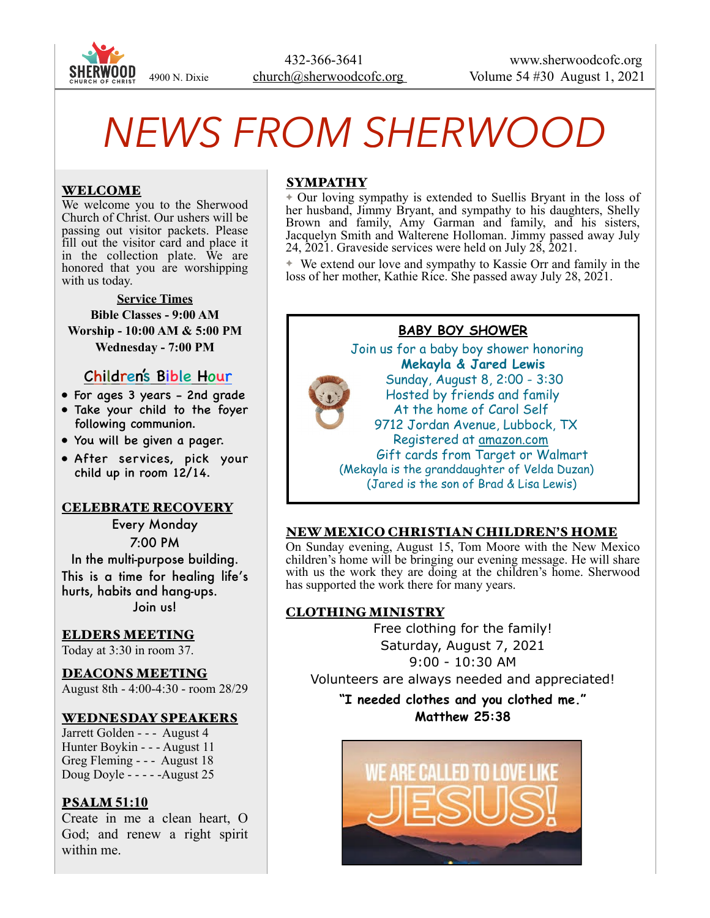SHERWOOD CHURCH OF CHRIST 4900 N. Dixie

432-366-3641
church@sherwoodcofc.org

www.sherwoodcofc.org
Volume 54 #30 August 1, 2021

# NEWS FROM SHERWOOD

## WELCOME

We welcome you to the Sherwood Church of Christ. Our ushers will be passing out visitor packets. Please fill out the visitor card and place it in the collection plate. We are honored that you are worshipping with us today.

**Service Times**

**Bible Classes - 9:00 AM**
**Worship - 10:00 AM & 5:00 PM**
**Wednesday - 7:00 PM**

### Children's Bible Hour

- For ages 3 years - 2nd grade
- Take your child to the foyer following communion.
- You will be given a pager.
- After services, pick your child up in room 12/14.

## CELEBRATE RECOVERY

Every Monday
7:00 PM
In the multi-purpose building.
This is a time for healing life's hurts, habits and hang-ups.
Join us!

## ELDERS MEETING

Today at 3:30 in room 37.

## DEACONS MEETING

August 8th - 4:00-4:30 - room 28/29

## WEDNESDAY SPEAKERS

Jarrett Golden - - - August 4
Hunter Boykin - - - August 11
Greg Fleming - - - August 18
Doug Doyle - - - - -August 25

## PSALM 51:10

Create in me a clean heart, O God; and renew a right spirit within me.

## SYMPATHY

✦ Our loving sympathy is extended to Suellis Bryant in the loss of her husband, Jimmy Bryant, and sympathy to his daughters, Shelly Brown and family, Amy Garman and family, and his sisters, Jacquelyn Smith and Walterene Holloman. Jimmy passed away July 24, 2021. Graveside services were held on July 28, 2021.

✦ We extend our love and sympathy to Kassie Orr and family in the loss of her mother, Kathie Rice. She passed away July 28, 2021.

## BABY BOY SHOWER

Join us for a baby boy shower honoring
**Mekayla & Jared Lewis**
Sunday, August 8, 2:00 - 3:30
Hosted by friends and family
At the home of Carol Self
9712 Jordan Avenue, Lubbock, TX
Registered at amazon.com
Gift cards from Target or Walmart
(Mekayla is the granddaughter of Velda Duzan)
(Jared is the son of Brad & Lisa Lewis)

## NEW MEXICO CHRISTIAN CHILDREN'S HOME

On Sunday evening, August 15, Tom Moore with the New Mexico children's home will be bringing our evening message. He will share with us the work they are doing at the children's home. Sherwood has supported the work there for many years.

## CLOTHING MINISTRY

Free clothing for the family!
Saturday, August 7, 2021
9:00 - 10:30 AM
Volunteers are always needed and appreciated!

**"I needed clothes and you clothed me."**
**Matthew 25:38**

WE ARE CALLED TO LOVE LIKE JESUS!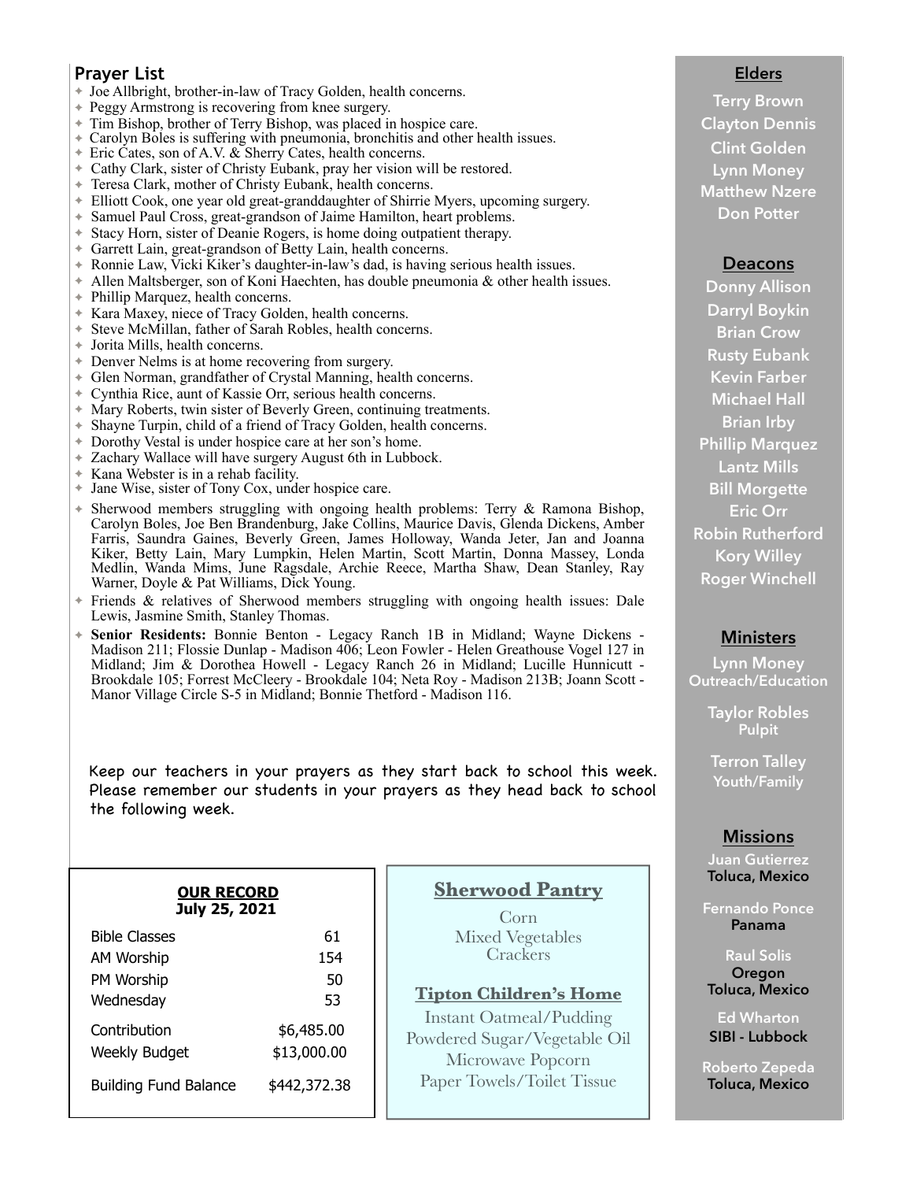## Prayer List

- Joe Allbright, brother-in-law of Tracy Golden, health concerns.
- Peggy Armstrong is recovering from knee surgery.
- Tim Bishop, brother of Terry Bishop, was placed in hospice care.
- Carolyn Boles is suffering with pneumonia, bronchitis and other health issues.
- Eric Cates, son of A.V. & Sherry Cates, health concerns.
- Cathy Clark, sister of Christy Eubank, pray her vision will be restored.
- Teresa Clark, mother of Christy Eubank, health concerns.
- Elliott Cook, one year old great-granddaughter of Shirrie Myers, upcoming surgery.
- Samuel Paul Cross, great-grandson of Jaime Hamilton, heart problems.
- Stacy Horn, sister of Deanie Rogers, is home doing outpatient therapy.
- Garrett Lain, great-grandson of Betty Lain, health concerns.
- Ronnie Law, Vicki Kiker's daughter-in-law's dad, is having serious health issues.
- Allen Maltsberger, son of Koni Haechten, has double pneumonia & other health issues.
- Phillip Marquez, health concerns.
- Kara Maxey, niece of Tracy Golden, health concerns.
- Steve McMillan, father of Sarah Robles, health concerns.
- Jorita Mills, health concerns.
- Denver Nelms is at home recovering from surgery.
- Glen Norman, grandfather of Crystal Manning, health concerns.
- Cynthia Rice, aunt of Kassie Orr, serious health concerns.
- Mary Roberts, twin sister of Beverly Green, continuing treatments.
- Shayne Turpin, child of a friend of Tracy Golden, health concerns.
- Dorothy Vestal is under hospice care at her son's home.
- Zachary Wallace will have surgery August 6th in Lubbock.
- Kana Webster is in a rehab facility.
- Jane Wise, sister of Tony Cox, under hospice care.
- Sherwood members struggling with ongoing health problems: Terry & Ramona Bishop, Carolyn Boles, Joe Ben Brandenburg, Jake Collins, Maurice Davis, Glenda Dickens, Amber Farris, Saundra Gaines, Beverly Green, James Holloway, Wanda Jeter, Jan and Joanna Kiker, Betty Lain, Mary Lumpkin, Helen Martin, Scott Martin, Donna Massey, Londa Medlin, Wanda Mims, June Ragsdale, Archie Reece, Martha Shaw, Dean Stanley, Ray Warner, Doyle & Pat Williams, Dick Young.
- Friends & relatives of Sherwood members struggling with ongoing health issues: Dale Lewis, Jasmine Smith, Stanley Thomas.
- **Senior Residents:** Bonnie Benton - Legacy Ranch 1B in Midland; Wayne Dickens - Madison 211; Flossie Dunlap - Madison 406; Leon Fowler - Helen Greathouse Vogel 127 in Midland; Jim & Dorothea Howell - Legacy Ranch 26 in Midland; Lucille Hunnicutt - Brookdale 105; Forrest McCleery - Brookdale 104; Neta Roy - Madison 213B; Joann Scott - Manor Village Circle S-5 in Midland; Bonnie Thetford - Madison 116.

Keep our teachers in your prayers as they start back to school this week. Please remember our students in your prayers as they head back to school the following week.

**OUR RECORD**
**July 25, 2021**

| | |
|---|---|
| Bible Classes | 61 |
| AM Worship | 154 |
| PM Worship | 50 |
| Wednesday | 53 |
| Contribution | $6,485.00 |
| Weekly Budget | $13,000.00 |
| Building Fund Balance | $442,372.38 |

### Sherwood Pantry

Corn
Mixed Vegetables
Crackers

### Tipton Children's Home

Instant Oatmeal/Pudding
Powdered Sugar/Vegetable Oil
Microwave Popcorn
Paper Towels/Toilet Tissue

### Elders

Terry Brown
Clayton Dennis
Clint Golden
Lynn Money
Matthew Nzere
Don Potter

### Deacons

Donny Allison
Darryl Boykin
Brian Crow
Rusty Eubank
Kevin Farber
Michael Hall
Brian Irby
Phillip Marquez
Lantz Mills
Bill Morgette
Eric Orr
Robin Rutherford
Kory Willey
Roger Winchell

### Ministers

Lynn Money
Outreach/Education

Taylor Robles
Pulpit

Terron Talley
Youth/Family

### Missions

Juan Gutierrez
Toluca, Mexico

Fernando Ponce
Panama

Raul Solis
Oregon
Toluca, Mexico

Ed Wharton
SIBI - Lubbock

Roberto Zepeda
Toluca, Mexico